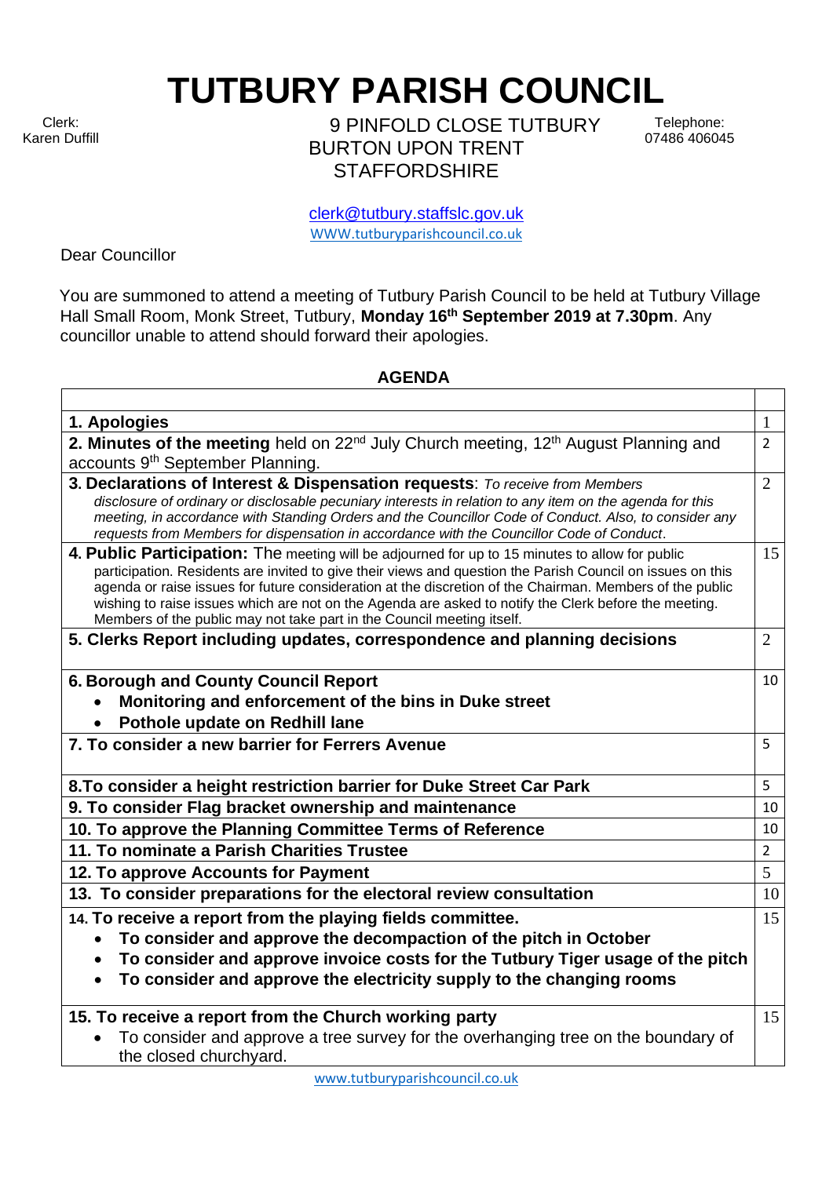# TUTBURY PARISH COUNCIL

Clerk:
Karen Duffill

9 PINFOLD CLOSE TUTBURY
BURTON UPON TRENT
STAFFORDSHIRE

Telephone:
07486 406045

clerk@tutbury.staffslc.gov.uk
WWW.tutburyparishcouncil.co.uk

Dear Councillor

You are summoned to attend a meeting of Tutbury Parish Council to be held at Tutbury Village Hall Small Room, Monk Street, Tutbury, **Monday 16th September 2019 at 7.30pm**. Any councillor unable to attend should forward their apologies.

## AGENDA

| | |
|---|---|
| **1. Apologies** | 1 |
| **2. Minutes of the meeting** held on 22nd July Church meeting, 12th August Planning and accounts 9th September Planning. | 2 |
| **3. Declarations of Interest & Dispensation requests**: *To receive from Members disclosure of ordinary or disclosable pecuniary interests in relation to any item on the agenda for this meeting, in accordance with Standing Orders and the Councillor Code of Conduct. Also, to consider any requests from Members for dispensation in accordance with the Councillor Code of Conduct.* | 2 |
| **4. Public Participation:** The meeting will be adjourned for up to 15 minutes to allow for public participation. Residents are invited to give their views and question the Parish Council on issues on this agenda or raise issues for future consideration at the discretion of the Chairman. Members of the public wishing to raise issues which are not on the Agenda are asked to notify the Clerk before the meeting. Members of the public may not take part in the Council meeting itself. | 15 |
| **5. Clerks Report including updates, correspondence and planning decisions** | 2 |
| **6. Borough and County Council Report**<br>• **Monitoring and enforcement of the bins in Duke street**<br>• **Pothole update on Redhill lane** | 10 |
| **7. To consider a new barrier for Ferrers Avenue** | 5 |
| **8.To consider a height restriction barrier for Duke Street Car Park** | 5 |
| **9. To consider Flag bracket ownership and maintenance** | 10 |
| **10. To approve the Planning Committee Terms of Reference** | 10 |
| **11. To nominate a Parish Charities Trustee** | 2 |
| **12. To approve Accounts for Payment** | 5 |
| **13. To consider preparations for the electoral review consultation** | 10 |
| **14. To receive a report from the playing fields committee.**<br>• **To consider and approve the decompaction of the pitch in October**<br>• **To consider and approve invoice costs for the Tutbury Tiger usage of the pitch**<br>• **To consider and approve the electricity supply to the changing rooms** | 15 |
| **15. To receive a report from the Church working party**<br>• To consider and approve a tree survey for the overhanging tree on the boundary of the closed churchyard. | 15 |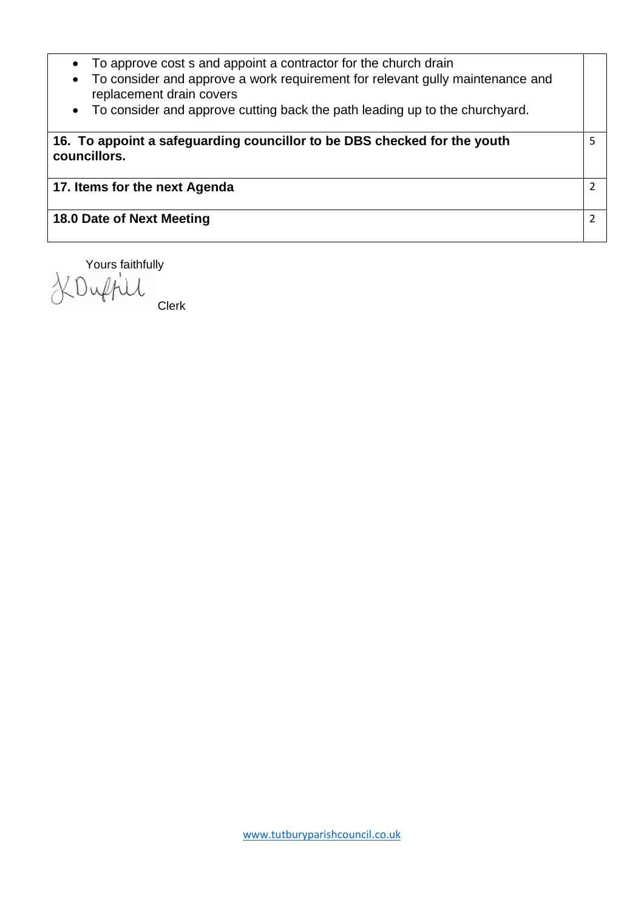| | |
|---|---|
| • To approve cost s and appoint a contractor for the church drain<br>• To consider and approve a work requirement for relevant gully maintenance and replacement drain covers<br>• To consider and approve cutting back the path leading up to the churchyard. | |
| **16. To appoint a safeguarding councillor to be DBS checked for the youth councillors.** | 5 |
| **17. Items for the next Agenda** | 2 |
| **18.0 Date of Next Meeting** | 2 |

Yours faithfully

K Duffill

Clerk

www.tutburyparishcouncil.co.uk